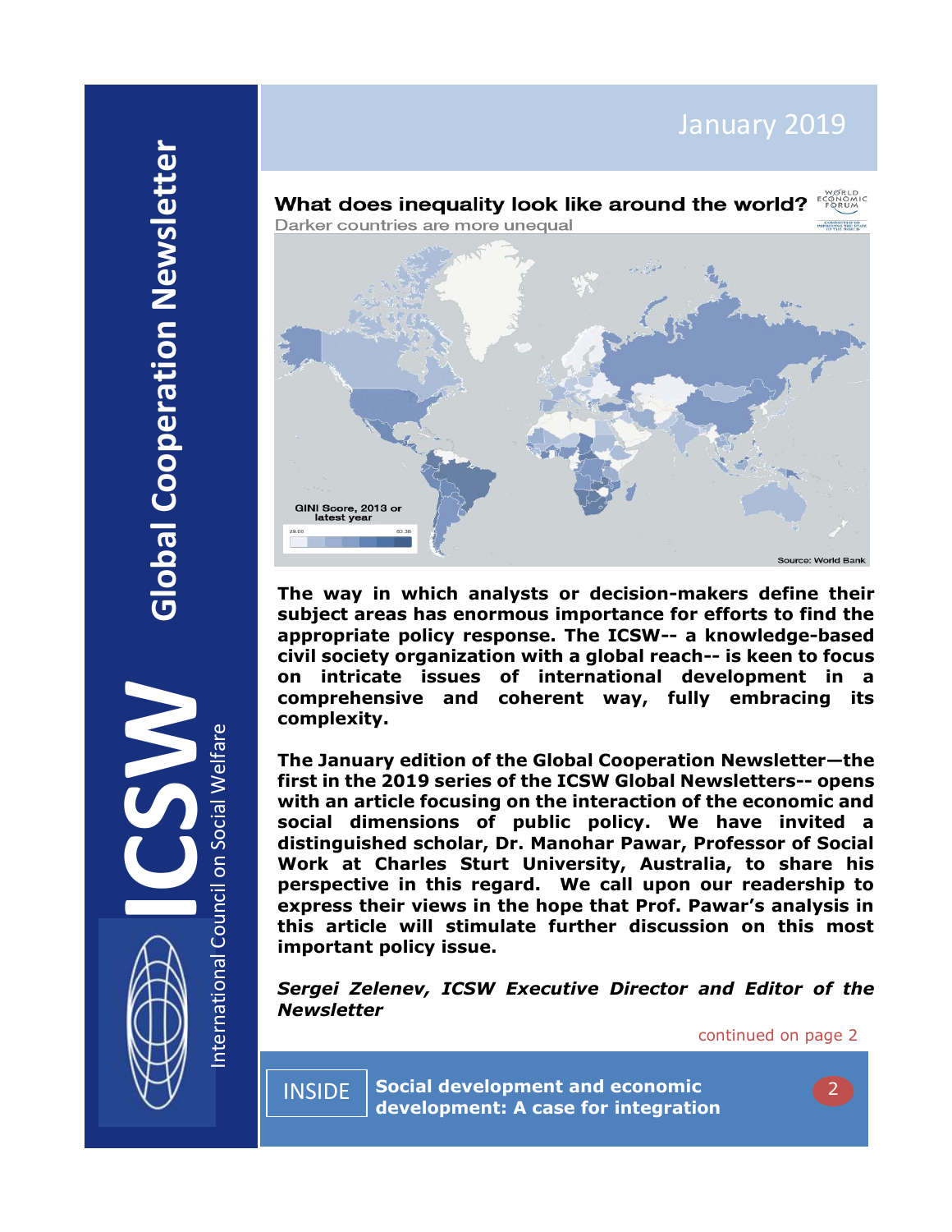# Global Cooperation Newsletter

**ICSW** International Council on Social Welfare

January 2019

**What does inequality look like around the world?**
Darker countries are more unequal

GINI Score, 2013 or latest year

Source: World Bank

**The way in which analysts or decision-makers define their subject areas has enormous importance for efforts to find the appropriate policy response. The ICSW-- a knowledge-based civil society organization with a global reach-- is keen to focus on intricate issues of international development in a comprehensive and coherent way, fully embracing its complexity.**

**The January edition of the Global Cooperation Newsletter—the first in the 2019 series of the ICSW Global Newsletters-- opens with an article focusing on the interaction of the economic and social dimensions of public policy. We have invited a distinguished scholar, Dr. Manohar Pawar, Professor of Social Work at Charles Sturt University, Australia, to share his perspective in this regard. We call upon our readership to express their views in the hope that Prof. Pawar's analysis in this article will stimulate further discussion on this most important policy issue.**

***Sergei Zelenev, ICSW Executive Director and Editor of the Newsletter***

continued on page 2

INSIDE

**Social development and economic development: A case for integration** 2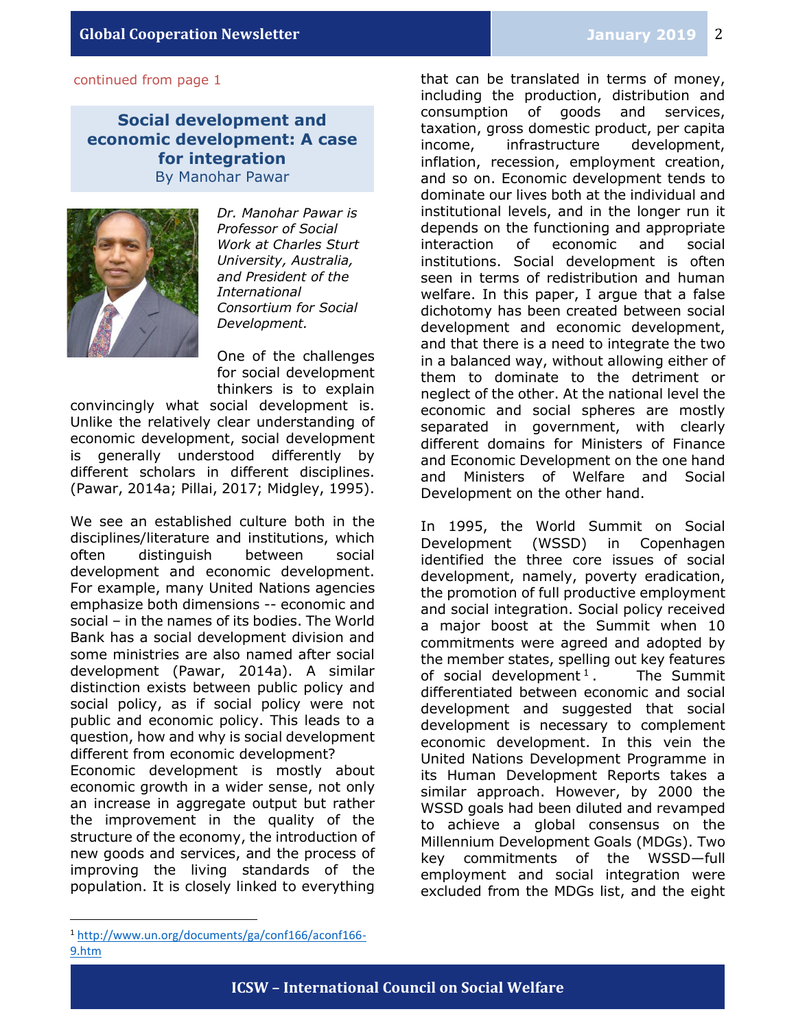continued from page 1

## Social development and economic development: A case for integration

By Manohar Pawar

*Dr. Manohar Pawar is Professor of Social Work at Charles Sturt University, Australia, and President of the International Consortium for Social Development.*

One of the challenges for social development thinkers is to explain convincingly what social development is. Unlike the relatively clear understanding of economic development, social development is generally understood differently by different scholars in different disciplines. (Pawar, 2014a; Pillai, 2017; Midgley, 1995).

We see an established culture both in the disciplines/literature and institutions, which often distinguish between social development and economic development. For example, many United Nations agencies emphasize both dimensions -- economic and social – in the names of its bodies. The World Bank has a social development division and some ministries are also named after social development (Pawar, 2014a). A similar distinction exists between public policy and social policy, as if social policy were not public and economic policy. This leads to a question, how and why is social development different from economic development?
Economic development is mostly about economic growth in a wider sense, not only an increase in aggregate output but rather the improvement in the quality of the structure of the economy, the introduction of new goods and services, and the process of improving the living standards of the population. It is closely linked to everything that can be translated in terms of money, including the production, distribution and consumption of goods and services, taxation, gross domestic product, per capita income, infrastructure development, inflation, recession, employment creation, and so on. Economic development tends to dominate our lives both at the individual and institutional levels, and in the longer run it depends on the functioning and appropriate interaction of economic and social institutions. Social development is often seen in terms of redistribution and human welfare. In this paper, I argue that a false dichotomy has been created between social development and economic development, and that there is a need to integrate the two in a balanced way, without allowing either of them to dominate to the detriment or neglect of the other. At the national level the economic and social spheres are mostly separated in government, with clearly different domains for Ministers of Finance and Economic Development on the one hand and Ministers of Welfare and Social Development on the other hand.

In 1995, the World Summit on Social Development (WSSD) in Copenhagen identified the three core issues of social development, namely, poverty eradication, the promotion of full productive employment and social integration. Social policy received a major boost at the Summit when 10 commitments were agreed and adopted by the member states, spelling out key features of social development[1]. The Summit differentiated between economic and social development and suggested that social development is necessary to complement economic development. In this vein the United Nations Development Programme in its Human Development Reports takes a similar approach. However, by 2000 the WSSD goals had been diluted and revamped to achieve a global consensus on the Millennium Development Goals (MDGs). Two key commitments of the WSSD—full employment and social integration were excluded from the MDGs list, and the eight

[1] http://www.un.org/documents/ga/conf166/aconf166-9.htm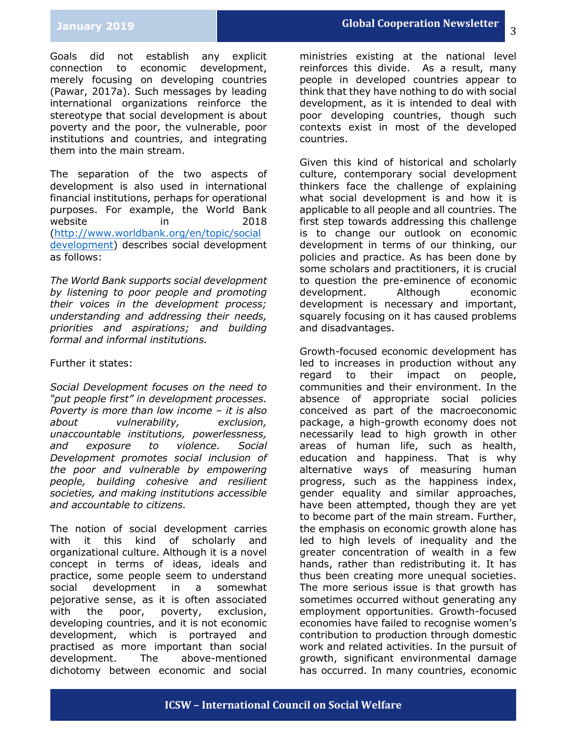Goals did not establish any explicit connection to economic development, merely focusing on developing countries (Pawar, 2017a). Such messages by leading international organizations reinforce the stereotype that social development is about poverty and the poor, the vulnerable, poor institutions and countries, and integrating them into the main stream.

The separation of the two aspects of development is also used in international financial institutions, perhaps for operational purposes. For example, the World Bank website in 2018 (http://www.worldbank.org/en/topic/socialdevelopment) describes social development as follows:

*The World Bank supports social development by listening to poor people and promoting their voices in the development process; understanding and addressing their needs, priorities and aspirations; and building formal and informal institutions.*

Further it states:

*Social Development focuses on the need to "put people first" in development processes. Poverty is more than low income – it is also about vulnerability, exclusion, unaccountable institutions, powerlessness, and exposure to violence. Social Development promotes social inclusion of the poor and vulnerable by empowering people, building cohesive and resilient societies, and making institutions accessible and accountable to citizens.*

The notion of social development carries with it this kind of scholarly and organizational culture. Although it is a novel concept in terms of ideas, ideals and practice, some people seem to understand social development in a somewhat pejorative sense, as it is often associated with the poor, poverty, exclusion, developing countries, and it is not economic development, which is portrayed and practised as more important than social development. The above-mentioned dichotomy between economic and social ministries existing at the national level reinforces this divide. As a result, many people in developed countries appear to think that they have nothing to do with social development, as it is intended to deal with poor developing countries, though such contexts exist in most of the developed countries.

Given this kind of historical and scholarly culture, contemporary social development thinkers face the challenge of explaining what social development is and how it is applicable to all people and all countries. The first step towards addressing this challenge is to change our outlook on economic development in terms of our thinking, our policies and practice. As has been done by some scholars and practitioners, it is crucial to question the pre-eminence of economic development. Although economic development is necessary and important, squarely focusing on it has caused problems and disadvantages.

Growth-focused economic development has led to increases in production without any regard to their impact on people, communities and their environment. In the absence of appropriate social policies conceived as part of the macroeconomic package, a high-growth economy does not necessarily lead to high growth in other areas of human life, such as health, education and happiness. That is why alternative ways of measuring human progress, such as the happiness index, gender equality and similar approaches, have been attempted, though they are yet to become part of the main stream. Further, the emphasis on economic growth alone has led to high levels of inequality and the greater concentration of wealth in a few hands, rather than redistributing it. It has thus been creating more unequal societies. The more serious issue is that growth has sometimes occurred without generating any employment opportunities. Growth-focused economies have failed to recognise women's contribution to production through domestic work and related activities. In the pursuit of growth, significant environmental damage has occurred. In many countries, economic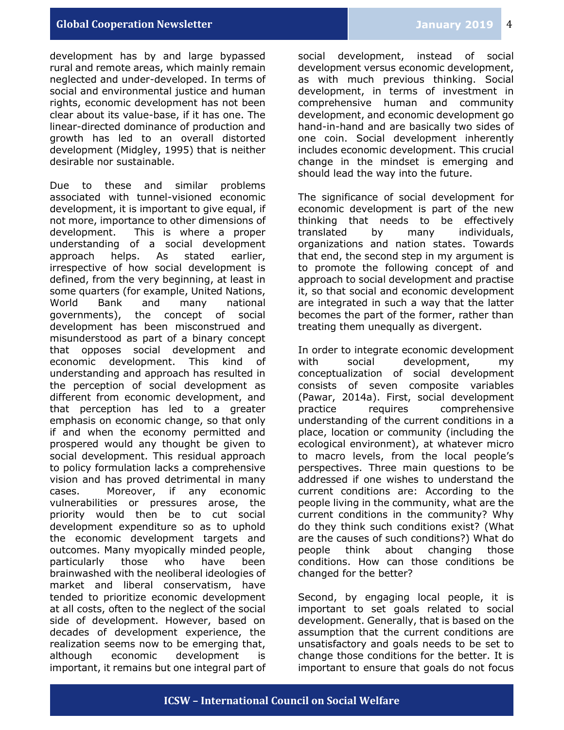development has by and large bypassed rural and remote areas, which mainly remain neglected and under-developed. In terms of social and environmental justice and human rights, economic development has not been clear about its value-base, if it has one. The linear-directed dominance of production and growth has led to an overall distorted development (Midgley, 1995) that is neither desirable nor sustainable.

Due to these and similar problems associated with tunnel-visioned economic development, it is important to give equal, if not more, importance to other dimensions of development. This is where a proper understanding of a social development approach helps. As stated earlier, irrespective of how social development is defined, from the very beginning, at least in some quarters (for example, United Nations, World Bank and many national governments), the concept of social development has been misconstrued and misunderstood as part of a binary concept that opposes social development and economic development. This kind of understanding and approach has resulted in the perception of social development as different from economic development, and that perception has led to a greater emphasis on economic change, so that only if and when the economy permitted and prospered would any thought be given to social development. This residual approach to policy formulation lacks a comprehensive vision and has proved detrimental in many cases. Moreover, if any economic vulnerabilities or pressures arose, the priority would then be to cut social development expenditure so as to uphold the economic development targets and outcomes. Many myopically minded people, particularly those who have been brainwashed with the neoliberal ideologies of market and liberal conservatism, have tended to prioritize economic development at all costs, often to the neglect of the social side of development. However, based on decades of development experience, the realization seems now to be emerging that, although economic development is important, it remains but one integral part of social development, instead of social development versus economic development, as with much previous thinking. Social development, in terms of investment in comprehensive human and community development, and economic development go hand-in-hand and are basically two sides of one coin. Social development inherently includes economic development. This crucial change in the mindset is emerging and should lead the way into the future.

The significance of social development for economic development is part of the new thinking that needs to be effectively translated by many individuals, organizations and nation states. Towards that end, the second step in my argument is to promote the following concept of and approach to social development and practise it, so that social and economic development are integrated in such a way that the latter becomes the part of the former, rather than treating them unequally as divergent.

In order to integrate economic development with social development, my conceptualization of social development consists of seven composite variables (Pawar, 2014a). First, social development practice requires comprehensive understanding of the current conditions in a place, location or community (including the ecological environment), at whatever micro to macro levels, from the local people's perspectives. Three main questions to be addressed if one wishes to understand the current conditions are: According to the people living in the community, what are the current conditions in the community? Why do they think such conditions exist? (What are the causes of such conditions?) What do people think about changing those conditions. How can those conditions be changed for the better?

Second, by engaging local people, it is important to set goals related to social development. Generally, that is based on the assumption that the current conditions are unsatisfactory and goals needs to be set to change those conditions for the better. It is important to ensure that goals do not focus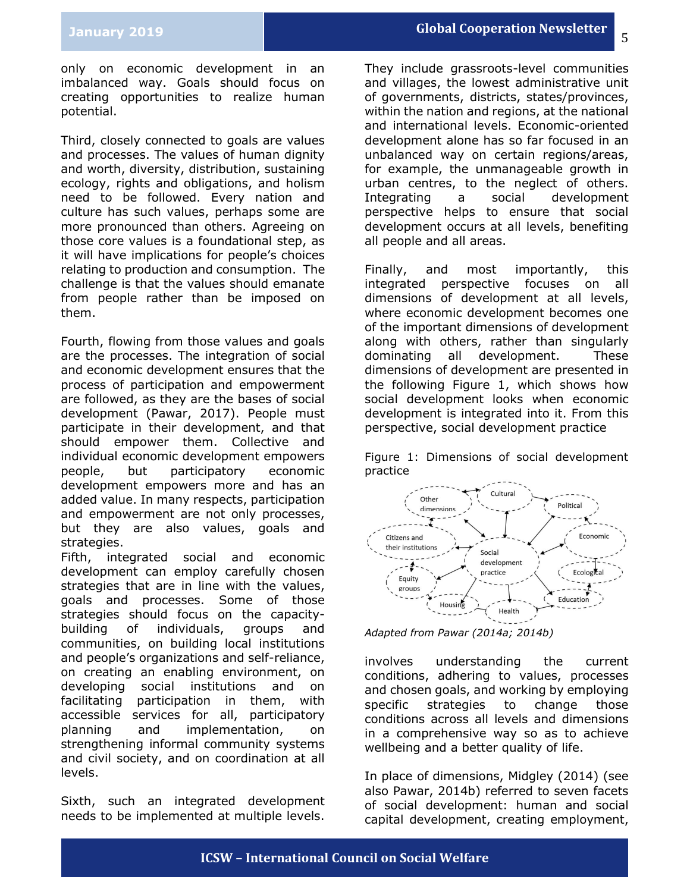only on economic development in an imbalanced way. Goals should focus on creating opportunities to realize human potential.

Third, closely connected to goals are values and processes. The values of human dignity and worth, diversity, distribution, sustaining ecology, rights and obligations, and holism need to be followed. Every nation and culture has such values, perhaps some are more pronounced than others. Agreeing on those core values is a foundational step, as it will have implications for people's choices relating to production and consumption. The challenge is that the values should emanate from people rather than be imposed on them.

Fourth, flowing from those values and goals are the processes. The integration of social and economic development ensures that the process of participation and empowerment are followed, as they are the bases of social development (Pawar, 2017). People must participate in their development, and that should empower them. Collective and individual economic development empowers people, but participatory economic development empowers more and has an added value. In many respects, participation and empowerment are not only processes, but they are also values, goals and strategies.

Fifth, integrated social and economic development can employ carefully chosen strategies that are in line with the values, goals and processes. Some of those strategies should focus on the capacity-building of individuals, groups and communities, on building local institutions and people's organizations and self-reliance, on creating an enabling environment, on developing social institutions and on facilitating participation in them, with accessible services for all, participatory planning and implementation, on strengthening informal community systems and civil society, and on coordination at all levels.

Sixth, such an integrated development needs to be implemented at multiple levels. They include grassroots-level communities and villages, the lowest administrative unit of governments, districts, states/provinces, within the nation and regions, at the national and international levels. Economic-oriented development alone has so far focused in an unbalanced way on certain regions/areas, for example, the unmanageable growth in urban centres, to the neglect of others. Integrating a social development perspective helps to ensure that social development occurs at all levels, benefiting all people and all areas.

Finally, and most importantly, this integrated perspective focuses on all dimensions of development at all levels, where economic development becomes one of the important dimensions of development along with others, rather than singularly dominating all development. These dimensions of development are presented in the following Figure 1, which shows how social development looks when economic development is integrated into it. From this perspective, social development practice involves understanding the current conditions, adhering to values, processes and chosen goals, and working by employing specific strategies to change those conditions across all levels and dimensions in a comprehensive way so as to achieve wellbeing and a better quality of life.

Figure 1: Dimensions of social development practice

*Adapted from Pawar (2014a; 2014b)*

In place of dimensions, Midgley (2014) (see also Pawar, 2014b) referred to seven facets of social development: human and social capital development, creating employment,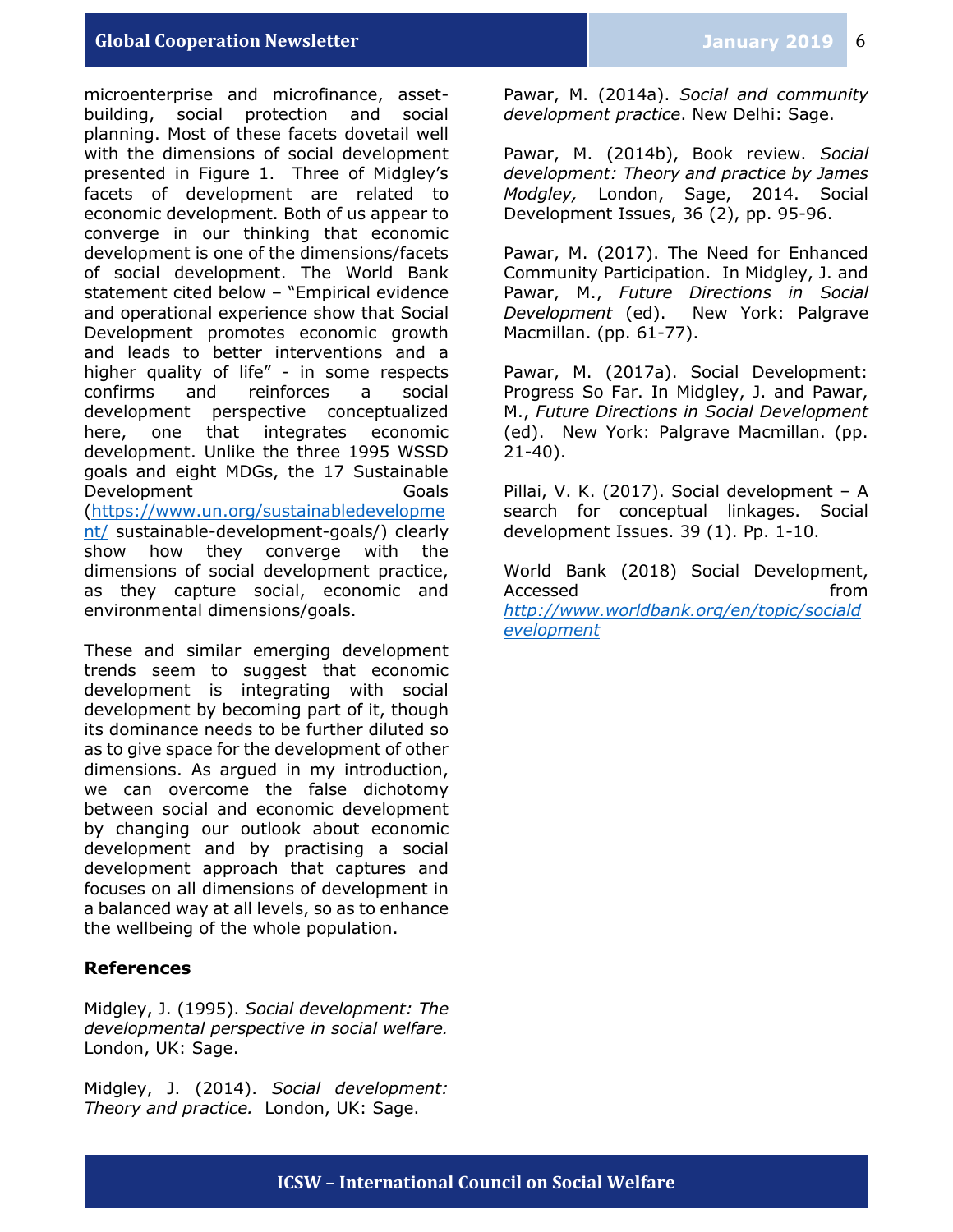microenterprise and microfinance, asset-building, social protection and social planning. Most of these facets dovetail well with the dimensions of social development presented in Figure 1. Three of Midgley's facets of development are related to economic development. Both of us appear to converge in our thinking that economic development is one of the dimensions/facets of social development. The World Bank statement cited below – "Empirical evidence and operational experience show that Social Development promotes economic growth and leads to better interventions and a higher quality of life" - in some respects confirms and reinforces a social development perspective conceptualized here, one that integrates economic development. Unlike the three 1995 WSSD goals and eight MDGs, the 17 Sustainable Development Goals (https://www.un.org/sustainabledevelopment/ sustainable-development-goals/) clearly show how they converge with the dimensions of social development practice, as they capture social, economic and environmental dimensions/goals.

These and similar emerging development trends seem to suggest that economic development is integrating with social development by becoming part of it, though its dominance needs to be further diluted so as to give space for the development of other dimensions. As argued in my introduction, we can overcome the false dichotomy between social and economic development by changing our outlook about economic development and by practising a social development approach that captures and focuses on all dimensions of development in a balanced way at all levels, so as to enhance the wellbeing of the whole population.

## References

Midgley, J. (1995). *Social development: The developmental perspective in social welfare.* London, UK: Sage.

Midgley, J. (2014). *Social development: Theory and practice.* London, UK: Sage.

Pawar, M. (2014a). *Social and community development practice*. New Delhi: Sage.

Pawar, M. (2014b), Book review. *Social development: Theory and practice by James Modgley,* London, Sage, 2014. Social Development Issues, 36 (2), pp. 95-96.

Pawar, M. (2017). The Need for Enhanced Community Participation. In Midgley, J. and Pawar, M., *Future Directions in Social Development* (ed). New York: Palgrave Macmillan. (pp. 61-77).

Pawar, M. (2017a). Social Development: Progress So Far. In Midgley, J. and Pawar, M., *Future Directions in Social Development* (ed). New York: Palgrave Macmillan. (pp. 21-40).

Pillai, V. K. (2017). Social development – A search for conceptual linkages. Social development Issues. 39 (1). Pp. 1-10.

World Bank (2018) Social Development, Accessed from *http://www.worldbank.org/en/topic/socialdevelopment*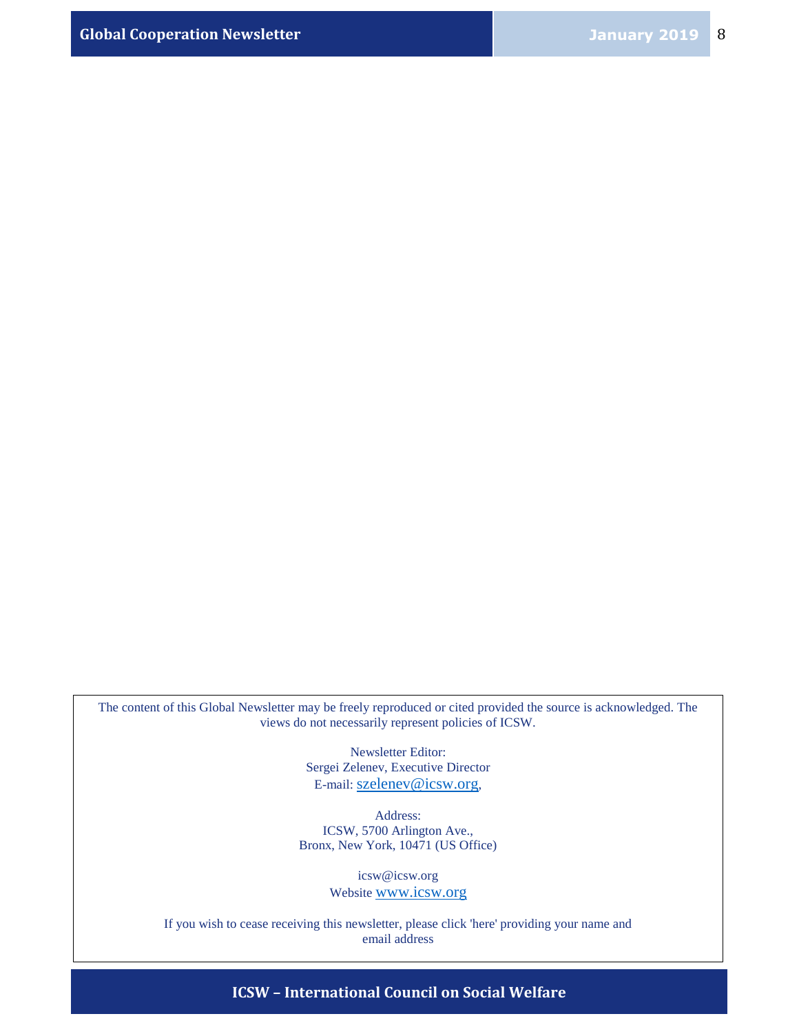The content of this Global Newsletter may be freely reproduced or cited provided the source is acknowledged. The views do not necessarily represent policies of ICSW.

Newsletter Editor:
Sergei Zelenev, Executive Director
E-mail: szelenev@icsw.org,

Address:
ICSW, 5700 Arlington Ave.,
Bronx, New York, 10471 (US Office)

icsw@icsw.org
Website www.icsw.org

If you wish to cease receiving this newsletter, please click 'here' providing your name and email address

**ICSW – International Council on Social Welfare**